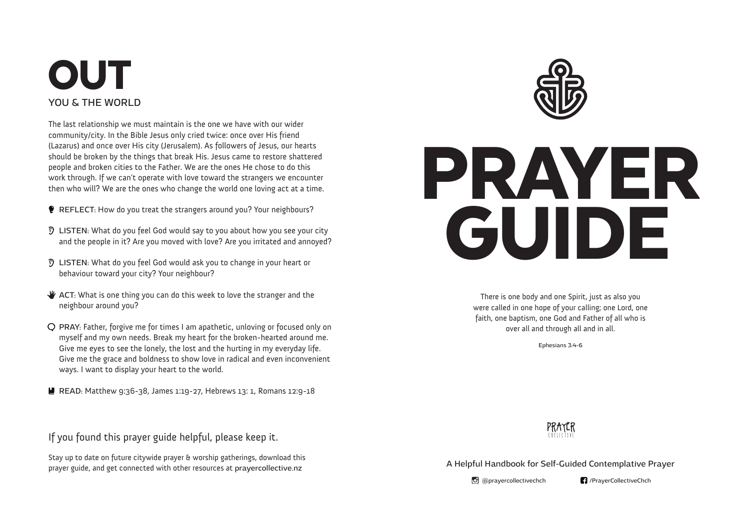# OUT

## YOU & THE WORLD

The last relationship we must maintain is the one we have with our wider community/city. In the Bible Jesus only cried twice: once over His friend (Lazarus) and once over His city (Jerusalem). As followers of Jesus, our hearts should be broken by the things that break His. Jesus came to restore shattered people and broken cities to the Father. We are the ones He chose to do this work through. If we can't operate with love toward the strangers we encounter then who will? We are the ones who change the world one loving act at a time.

- REFLECT: How do you treat the strangers around you? Your neighbours?
- LISTEN: What do you feel God would say to you about how you see your city and the people in it? Are you moved with love? Are you irritated and annoyed?
- LISTEN: What do you feel God would ask you to change in your heart or behaviour toward your city? Your neighbour?
- ACT: What is one thing you can do this week to love the stranger and the neighbour around you?
- PRAY: Father, forgive me for times I am apathetic, unloving or focused only on myself and my own needs. Break my heart for the broken-hearted around me. Give me eyes to see the lonely, the lost and the hurting in my everyday life. Give me the grace and boldness to show love in radical and even inconvenient ways. I want to display your heart to the world.
- READ: Matthew 9:36-38, James 1:19-27, Hebrews 13: 1, Romans 12:9-18

If you found this prayer guide helpful, please keep it.

Stay up to date on future citywide prayer & worship gatherings, download this prayer guide, and get connected with other resources at prayercollective.nz

# PRAYER GUIDE

There is one body and one Spirit, just as also you were called in one hope of your calling; one Lord, one faith, one baptism, one God and Father of all who is over all and through all and in all.

Ephesians 3:4-6

PRAYER COLLECTIVE

A Helpful Handbook for Self-Guided Contemplative Prayer

@prayercollectivechch  /PrayerCollectiveChch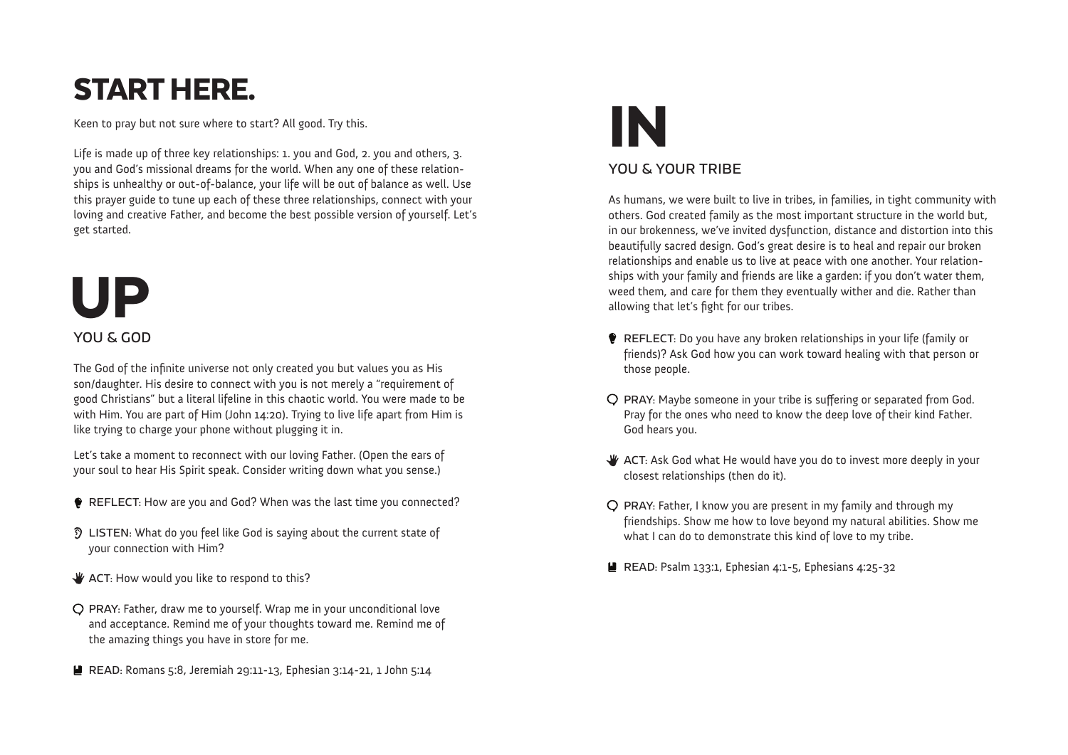# START HERE.

Keen to pray but not sure where to start? All good. Try this.

Life is made up of three key relationships: 1. you and God, 2. you and others, 3. you and God's missional dreams for the world. When any one of these relationships is unhealthy or out-of-balance, your life will be out of balance as well. Use this prayer guide to tune up each of these three relationships, connect with your loving and creative Father, and become the best possible version of yourself. Let's get started.

# UP

## YOU & GOD

The God of the infinite universe not only created you but values you as His son/daughter. His desire to connect with you is not merely a "requirement of good Christians" but a literal lifeline in this chaotic world. You were made to be with Him. You are part of Him (John 14:20). Trying to live life apart from Him is like trying to charge your phone without plugging it in.

Let's take a moment to reconnect with our loving Father. (Open the ears of your soul to hear His Spirit speak. Consider writing down what you sense.)

- REFLECT: How are you and God? When was the last time you connected?
- LISTEN: What do you feel like God is saying about the current state of your connection with Him?
- ACT: How would you like to respond to this?
- PRAY: Father, draw me to yourself. Wrap me in your unconditional love and acceptance. Remind me of your thoughts toward me. Remind me of the amazing things you have in store for me.
- READ: Romans 5:8, Jeremiah 29:11-13, Ephesian 3:14-21, 1 John 5:14

# IN

## YOU & YOUR TRIBE

As humans, we were built to live in tribes, in families, in tight community with others. God created family as the most important structure in the world but, in our brokenness, we've invited dysfunction, distance and distortion into this beautifully sacred design. God's great desire is to heal and repair our broken relationships and enable us to live at peace with one another. Your relationships with your family and friends are like a garden: if you don't water them, weed them, and care for them they eventually wither and die. Rather than allowing that let's fight for our tribes.

- REFLECT: Do you have any broken relationships in your life (family or friends)? Ask God how you can work toward healing with that person or those people.
- PRAY: Maybe someone in your tribe is suffering or separated from God. Pray for the ones who need to know the deep love of their kind Father. God hears you.
- ACT: Ask God what He would have you do to invest more deeply in your closest relationships (then do it).
- PRAY: Father, I know you are present in my family and through my friendships. Show me how to love beyond my natural abilities. Show me what I can do to demonstrate this kind of love to my tribe.
- READ: Psalm 133:1, Ephesian 4:1-5, Ephesians 4:25-32